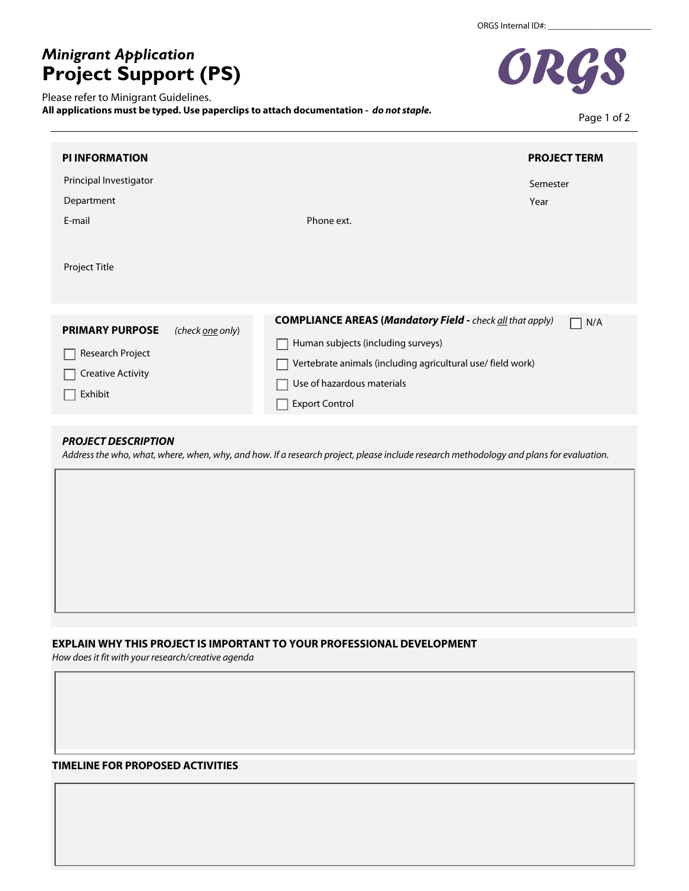ORGS Internal ID#: ________________________

# *Minigrant Application*
# Project Support (PS)

**ORGS**

Please refer to Minigrant Guidelines.
**All applications must be typed. Use paperclips to attach documentation - *do not staple.***

## PI INFORMATION

Principal Investigator

Department

E-mail

Phone ext.

Project Title

## PROJECT TERM

Semester

Year

## PRIMARY PURPOSE *(check one only)*

- [ ] Research Project
- [ ] Creative Activity
- [ ] Exhibit

## COMPLIANCE AREAS (*Mandatory Field -* *check all that apply)*

- [ ] N/A
- [ ] Human subjects (including surveys)
- [ ] Vertebrate animals (including agricultural use/ field work)
- [ ] Use of hazardous materials
- [ ] Export Control

## *PROJECT DESCRIPTION*

*Address the who, what, where, when, why, and how. If a research project, please include research methodology and plans for evaluation.*

## EXPLAIN WHY THIS PROJECT IS IMPORTANT TO YOUR PROFESSIONAL DEVELOPMENT

*How does it fit with your research/creative agenda*

## TIMELINE FOR PROPOSED ACTIVITIES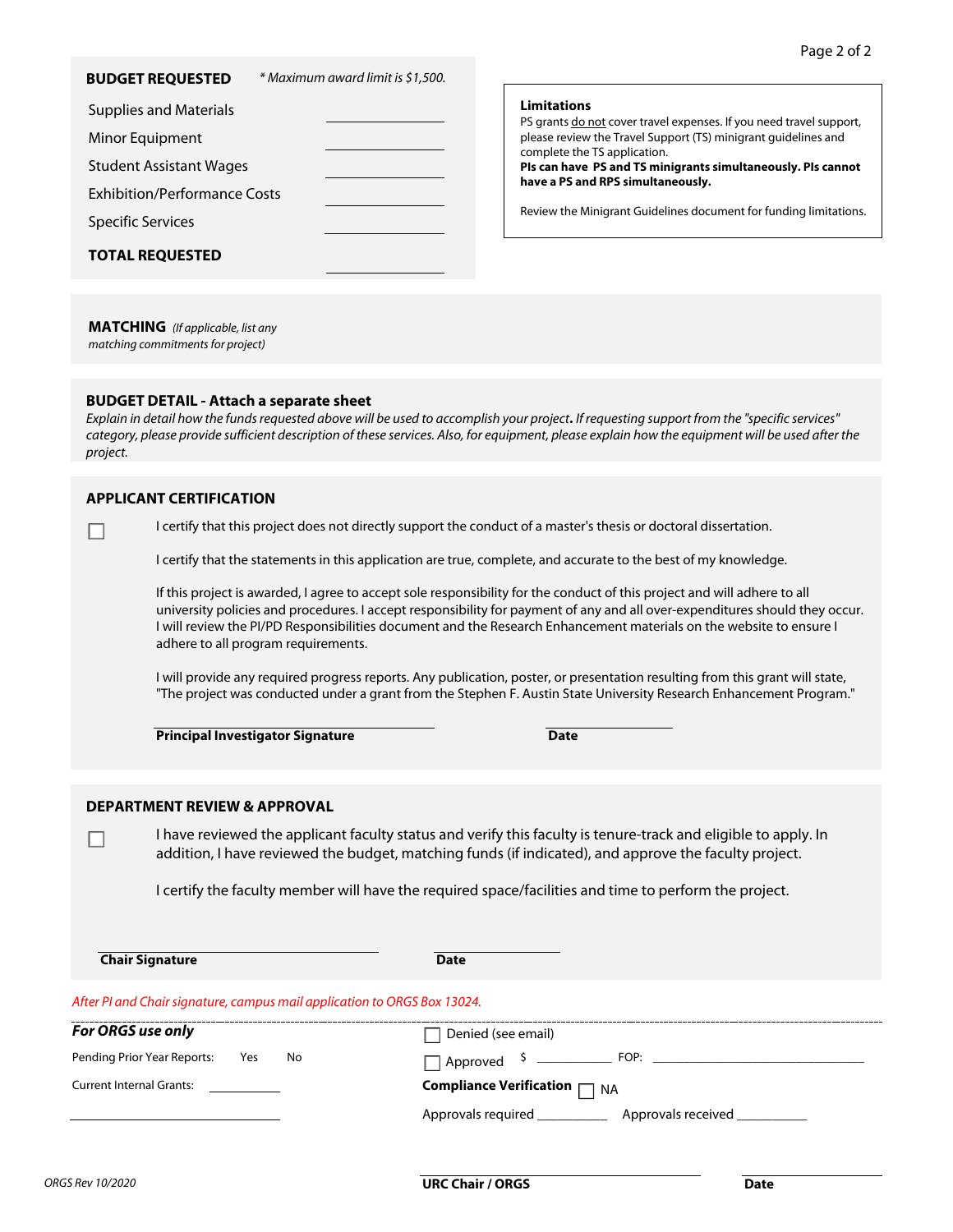**BUDGET REQUESTED** *\* Maximum award limit is $1,500.*

| | |
|---|---|
| Supplies and Materials | \_\_\_\_\_\_\_\_\_\_ |
| Minor Equipment | \_\_\_\_\_\_\_\_\_\_ |
| Student Assistant Wages | \_\_\_\_\_\_\_\_\_\_ |
| Exhibition/Performance Costs | \_\_\_\_\_\_\_\_\_\_ |
| Specific Services | \_\_\_\_\_\_\_\_\_\_ |
| **TOTAL REQUESTED** | \_\_\_\_\_\_\_\_\_\_ |

**Limitations**

PS grants do not cover travel expenses. If you need travel support, please review the Travel Support (TS) minigrant guidelines and complete the TS application.

**PIs can have PS and TS minigrants simultaneously. PIs cannot have a PS and RPS simultaneously.**

Review the Minigrant Guidelines document for funding limitations.

**MATCHING** *(If applicable, list any matching commitments for project)*

**BUDGET DETAIL - Attach a separate sheet**

*Explain in detail how the funds requested above will be used to accomplish your project. If requesting support from the "specific services" category, please provide sufficient description of these services. Also, for equipment, please explain how the equipment will be used after the project.*

**APPLICANT CERTIFICATION**

☐ I certify that this project does not directly support the conduct of a master's thesis or doctoral dissertation.

I certify that the statements in this application are true, complete, and accurate to the best of my knowledge.

If this project is awarded, I agree to accept sole responsibility for the conduct of this project and will adhere to all university policies and procedures. I accept responsibility for payment of any and all over-expenditures should they occur. I will review the PI/PD Responsibilities document and the Research Enhancement materials on the website to ensure I adhere to all program requirements.

I will provide any required progress reports. Any publication, poster, or presentation resulting from this grant will state, "The project was conducted under a grant from the Stephen F. Austin State University Research Enhancement Program."

\_\_\_\_\_\_\_\_\_\_\_\_\_\_\_\_\_\_\_\_\_\_\_\_\_\_\_\_\_\_ \_\_\_\_\_\_\_\_\_\_\_\_\_\_\_\_
**Principal Investigator Signature** **Date**

**DEPARTMENT REVIEW & APPROVAL**

☐ I have reviewed the applicant faculty status and verify this faculty is tenure-track and eligible to apply. In addition, I have reviewed the budget, matching funds (if indicated), and approve the faculty project.

I certify the faculty member will have the required space/facilities and time to perform the project.

\_\_\_\_\_\_\_\_\_\_\_\_\_\_\_\_\_\_\_\_\_\_\_\_\_\_\_\_\_\_ \_\_\_\_\_\_\_\_\_\_\_\_\_\_\_\_
**Chair Signature** **Date**

*After PI and Chair signature, campus mail application to ORGS Box 13024.*

***For ORGS use only***

Pending Prior Year Reports: Yes No

Current Internal Grants: \_\_\_\_\_\_\_\_\_\_

☐ Denied (see email)

☐ Approved $ \_\_\_\_\_\_\_\_\_\_ FOP: \_\_\_\_\_\_\_\_\_\_\_\_\_\_\_\_\_\_\_\_

**Compliance Verification** ☐ NA

Approvals required \_\_\_\_\_\_\_\_\_\_ Approvals received \_\_\_\_\_\_\_\_\_\_

\_\_\_\_\_\_\_\_\_\_\_\_\_\_\_\_\_\_\_\_\_\_\_\_\_\_\_\_\_\_ \_\_\_\_\_\_\_\_\_\_\_\_\_\_\_\_
**URC Chair / ORGS** **Date**

*ORGS Rev 10/2020*